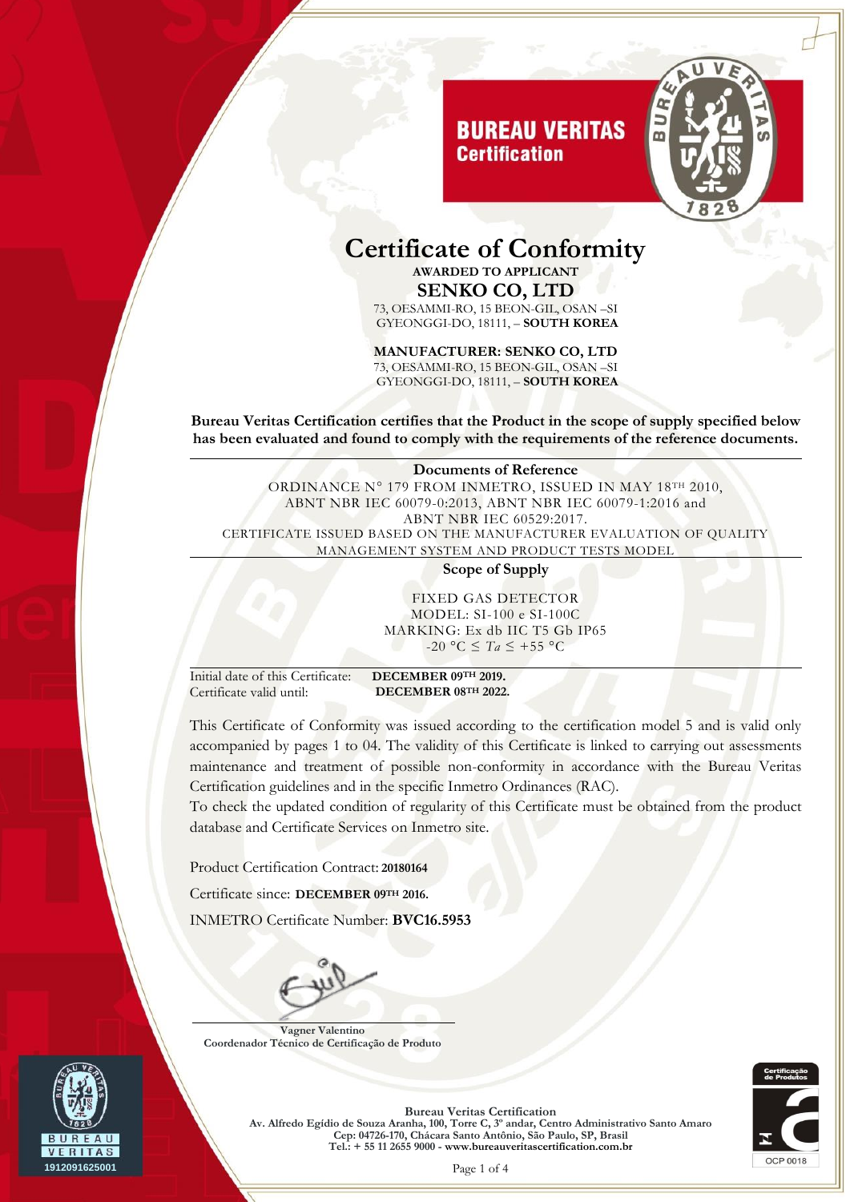**BUREAU VERITAS**
**Certification**

# Certificate of Conformity

**AWARDED TO APPLICANT**

## SENKO CO, LTD

73, OESAMMI-RO, 15 BEON-GIL, OSAN –SI
GYEONGGI-DO, 18111, – **SOUTH KOREA**

**MANUFACTURER: SENKO CO, LTD**
73, OESAMMI-RO, 15 BEON-GIL, OSAN –SI
GYEONGGI-DO, 18111, – **SOUTH KOREA**

**Bureau Veritas Certification certifies that the Product in the scope of supply specified below has been evaluated and found to comply with the requirements of the reference documents.**

---

**Documents of Reference**

ORDINANCE N° 179 FROM INMETRO, ISSUED IN MAY 18TH 2010, ABNT NBR IEC 60079-0:2013, ABNT NBR IEC 60079-1:2016 and ABNT NBR IEC 60529:2017.
CERTIFICATE ISSUED BASED ON THE MANUFACTURER EVALUATION OF QUALITY MANAGEMENT SYSTEM AND PRODUCT TESTS MODEL

---

**Scope of Supply**

FIXED GAS DETECTOR
MODEL: SI-100 e SI-100C
MARKING: Ex db IIC T5 Gb IP65
-20 °C ≤ *Ta* ≤ +55 °C

---

Initial date of this Certificate: **DECEMBER 09TH 2019.**
Certificate valid until: **DECEMBER 08TH 2022.**

This Certificate of Conformity was issued according to the certification model 5 and is valid only accompanied by pages 1 to 04. The validity of this Certificate is linked to carrying out assessments maintenance and treatment of possible non-conformity in accordance with the Bureau Veritas Certification guidelines and in the specific Inmetro Ordinances (RAC).
To check the updated condition of regularity of this Certificate must be obtained from the product database and Certificate Services on Inmetro site.

Product Certification Contract: **20180164**

Certificate since: **DECEMBER 09TH 2016.**

INMETRO Certificate Number: **BVC16.5953**

**Vagner Valentino**
**Coordenador Técnico de Certificação de Produto**

**Bureau Veritas Certification**
**Av. Alfredo Egídio de Souza Aranha, 100, Torre C, 3º andar, Centro Administrativo Santo Amaro**
**Cep: 04726-170, Chácara Santo Antônio, São Paulo, SP, Brasil**
**Tel.: + 55 11 2655 9000 - www.bureauveritascertification.com.br**

1912091625001

Certificação de Produtos
OCP 0018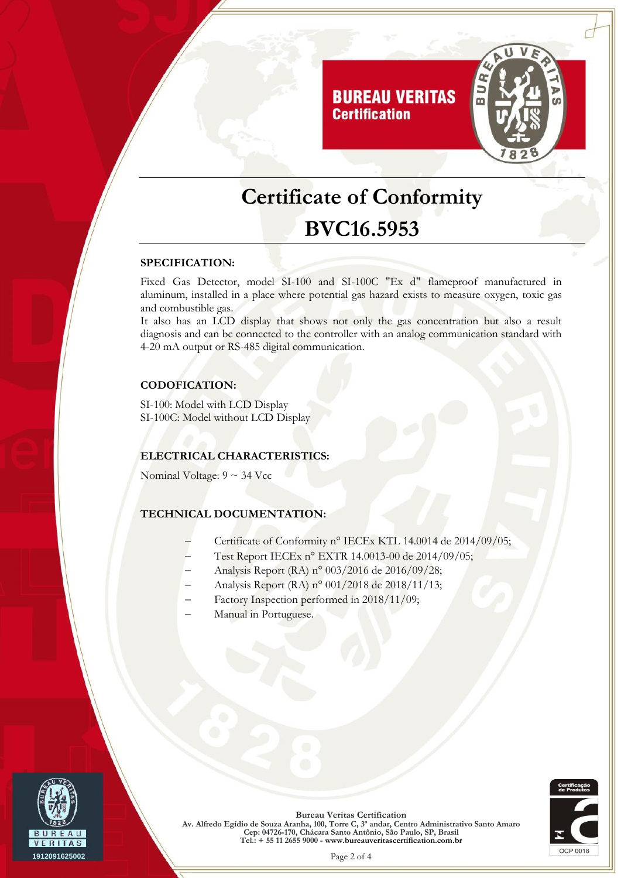# Certificate of Conformity

# BVC16.5953

## SPECIFICATION:

Fixed Gas Detector, model SI-100 and SI-100C "Ex d" flameproof manufactured in aluminum, installed in a place where potential gas hazard exists to measure oxygen, toxic gas and combustible gas.

It also has an LCD display that shows not only the gas concentration but also a result diagnosis and can be connected to the controller with an analog communication standard with 4-20 mA output or RS-485 digital communication.

## CODOFICATION:

SI-100: Model with LCD Display
SI-100C: Model without LCD Display

## ELECTRICAL CHARACTERISTICS:

Nominal Voltage: 9 ~ 34 Vcc

## TECHNICAL DOCUMENTATION:

- Certificate of Conformity n° IECEx KTL 14.0014 de 2014/09/05;
- Test Report IECEx n° EXTR 14.0013-00 de 2014/09/05;
- Analysis Report (RA) n° 003/2016 de 2016/09/28;
- Analysis Report (RA) n° 001/2018 de 2018/11/13;
- Factory Inspection performed in 2018/11/09;
- Manual in Portuguese.

**Bureau Veritas Certification**
**Av. Alfredo Egídio de Souza Aranha, 100, Torre C, 3º andar, Centro Administrativo Santo Amaro**
**Cep: 04726-170, Chácara Santo Antônio, São Paulo, SP, Brasil**
**Tel.: + 55 11 2655 9000 - www.bureauveritascertification.com.br**

1912091625002

OCP 0018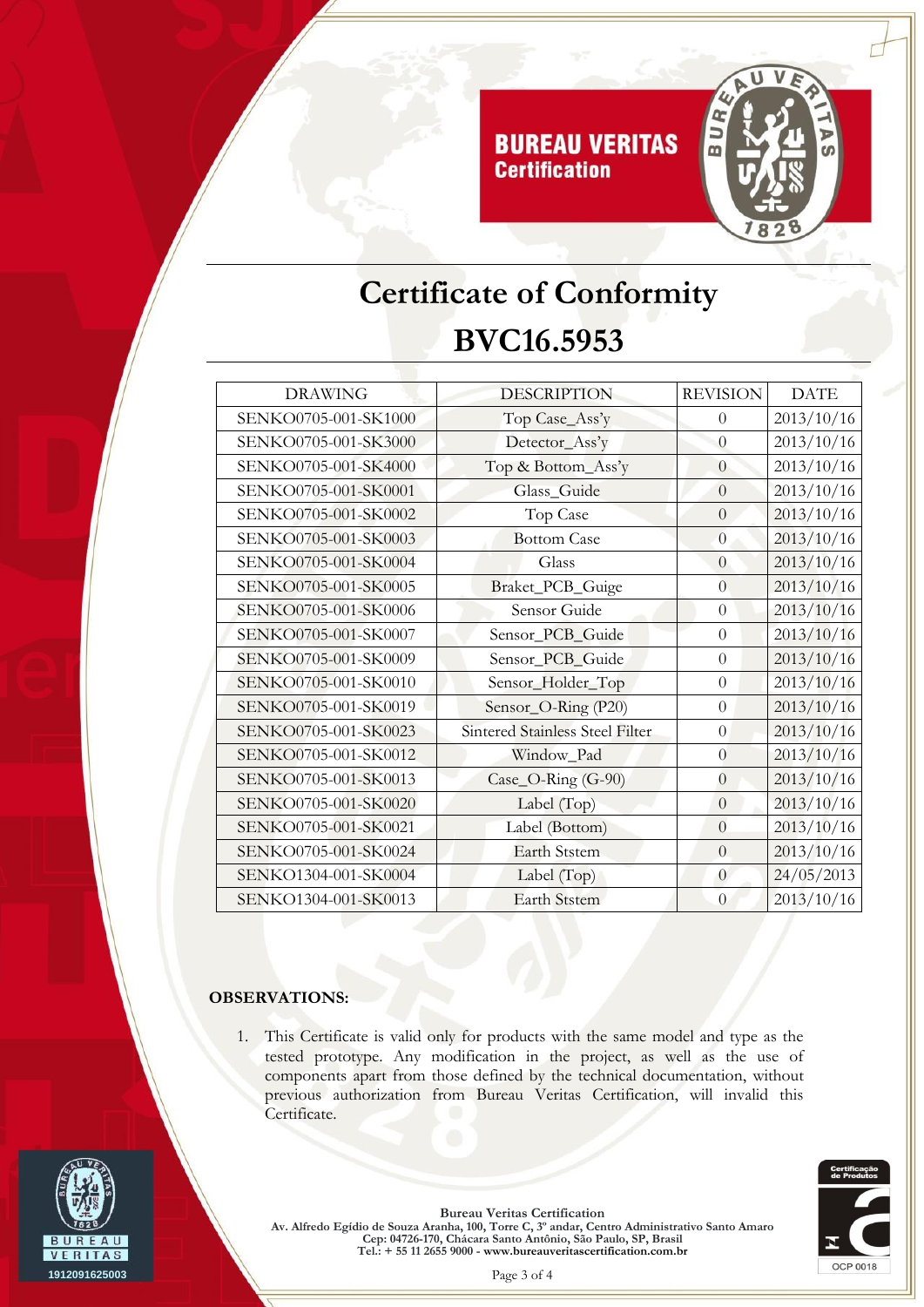# Certificate of Conformity

# BVC16.5953

| DRAWING | DESCRIPTION | REVISION | DATE |
|---|---|---|---|
| SENKO0705-001-SK1000 | Top Case_Ass'y | 0 | 2013/10/16 |
| SENKO0705-001-SK3000 | Detector_Ass'y | 0 | 2013/10/16 |
| SENKO0705-001-SK4000 | Top & Bottom_Ass'y | 0 | 2013/10/16 |
| SENKO0705-001-SK0001 | Glass_Guide | 0 | 2013/10/16 |
| SENKO0705-001-SK0002 | Top Case | 0 | 2013/10/16 |
| SENKO0705-001-SK0003 | Bottom Case | 0 | 2013/10/16 |
| SENKO0705-001-SK0004 | Glass | 0 | 2013/10/16 |
| SENKO0705-001-SK0005 | Braket_PCB_Guige | 0 | 2013/10/16 |
| SENKO0705-001-SK0006 | Sensor Guide | 0 | 2013/10/16 |
| SENKO0705-001-SK0007 | Sensor_PCB_Guide | 0 | 2013/10/16 |
| SENKO0705-001-SK0009 | Sensor_PCB_Guide | 0 | 2013/10/16 |
| SENKO0705-001-SK0010 | Sensor_Holder_Top | 0 | 2013/10/16 |
| SENKO0705-001-SK0019 | Sensor_O-Ring (P20) | 0 | 2013/10/16 |
| SENKO0705-001-SK0023 | Sintered Stainless Steel Filter | 0 | 2013/10/16 |
| SENKO0705-001-SK0012 | Window_Pad | 0 | 2013/10/16 |
| SENKO0705-001-SK0013 | Case_O-Ring (G-90) | 0 | 2013/10/16 |
| SENKO0705-001-SK0020 | Label (Top) | 0 | 2013/10/16 |
| SENKO0705-001-SK0021 | Label (Bottom) | 0 | 2013/10/16 |
| SENKO0705-001-SK0024 | Earth Ststem | 0 | 2013/10/16 |
| SENKO1304-001-SK0004 | Label (Top) | 0 | 24/05/2013 |
| SENKO1304-001-SK0013 | Earth Ststem | 0 | 2013/10/16 |

**OBSERVATIONS:**

1. This Certificate is valid only for products with the same model and type as the tested prototype. Any modification in the project, as well as the use of components apart from those defined by the technical documentation, without previous authorization from Bureau Veritas Certification, will invalid this Certificate.

**Bureau Veritas Certification**
**Av. Alfredo Egídio de Souza Aranha, 100, Torre C, 3º andar, Centro Administrativo Santo Amaro**
**Cep: 04726-170, Chácara Santo Antônio, São Paulo, SP, Brasil**
**Tel.: + 55 11 2655 9000 - www.bureauveritascertification.com.br**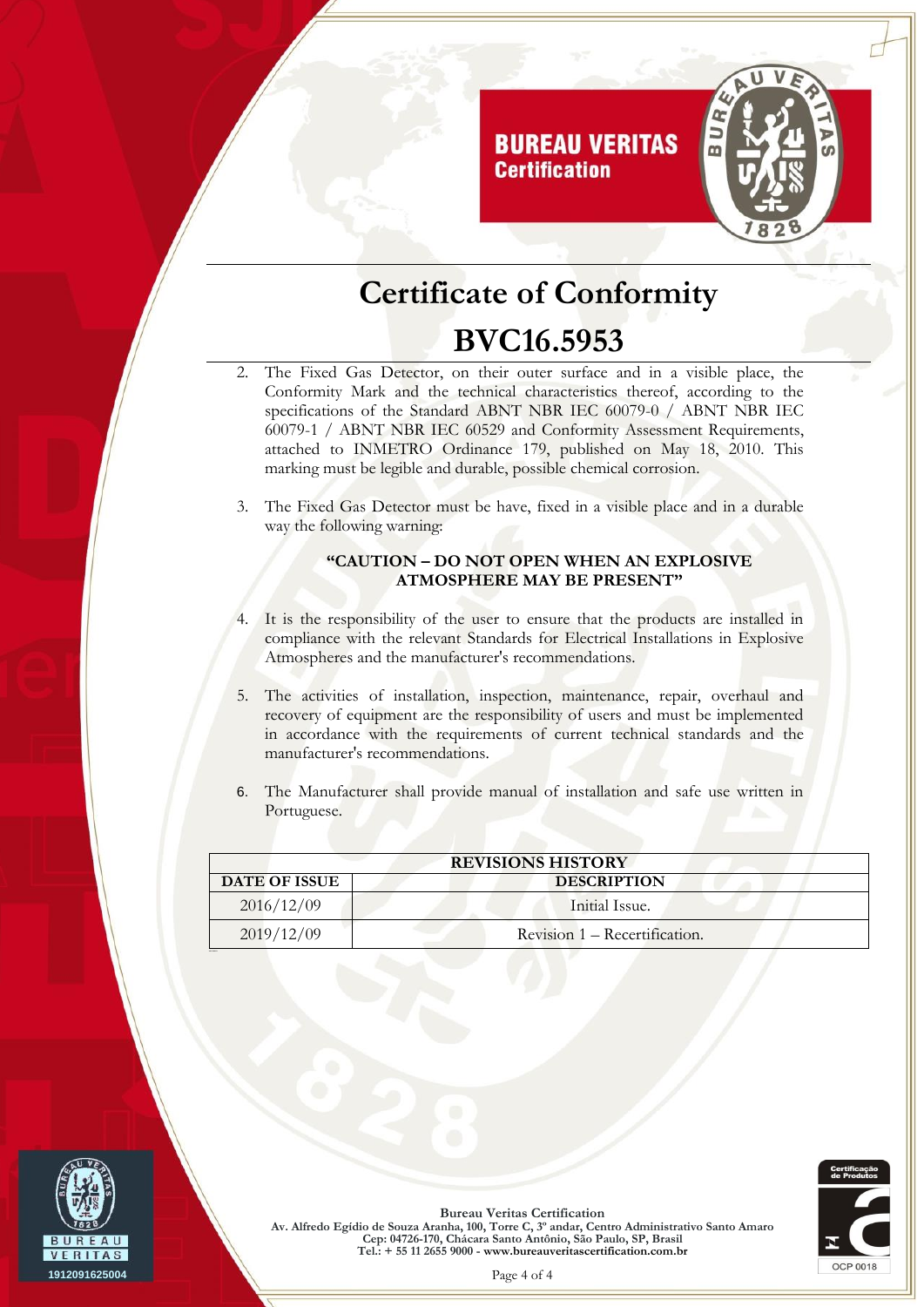# Certificate of Conformity

# BVC16.5953

2. The Fixed Gas Detector, on their outer surface and in a visible place, the Conformity Mark and the technical characteristics thereof, according to the specifications of the Standard ABNT NBR IEC 60079-0 / ABNT NBR IEC 60079-1 / ABNT NBR IEC 60529 and Conformity Assessment Requirements, attached to INMETRO Ordinance 179, published on May 18, 2010. This marking must be legible and durable, possible chemical corrosion.

3. The Fixed Gas Detector must be have, fixed in a visible place and in a durable way the following warning:

   **"CAUTION – DO NOT OPEN WHEN AN EXPLOSIVE ATMOSPHERE MAY BE PRESENT"**

4. It is the responsibility of the user to ensure that the products are installed in compliance with the relevant Standards for Electrical Installations in Explosive Atmospheres and the manufacturer's recommendations.

5. The activities of installation, inspection, maintenance, repair, overhaul and recovery of equipment are the responsibility of users and must be implemented in accordance with the requirements of current technical standards and the manufacturer's recommendations.

6. The Manufacturer shall provide manual of installation and safe use written in Portuguese.

| REVISIONS HISTORY | |
|---|---|
| **DATE OF ISSUE** | **DESCRIPTION** |
| 2016/12/09 | Initial Issue. |
| 2019/12/09 | Revision 1 – Recertification. |

**Bureau Veritas Certification**
**Av. Alfredo Egídio de Souza Aranha, 100, Torre C, 3º andar, Centro Administrativo Santo Amaro**
**Cep: 04726-170, Chácara Santo Antônio, São Paulo, SP, Brasil**
**Tel.: + 55 11 2655 9000 - www.bureauveritascertification.com.br**

1912091625004

OCP 0018